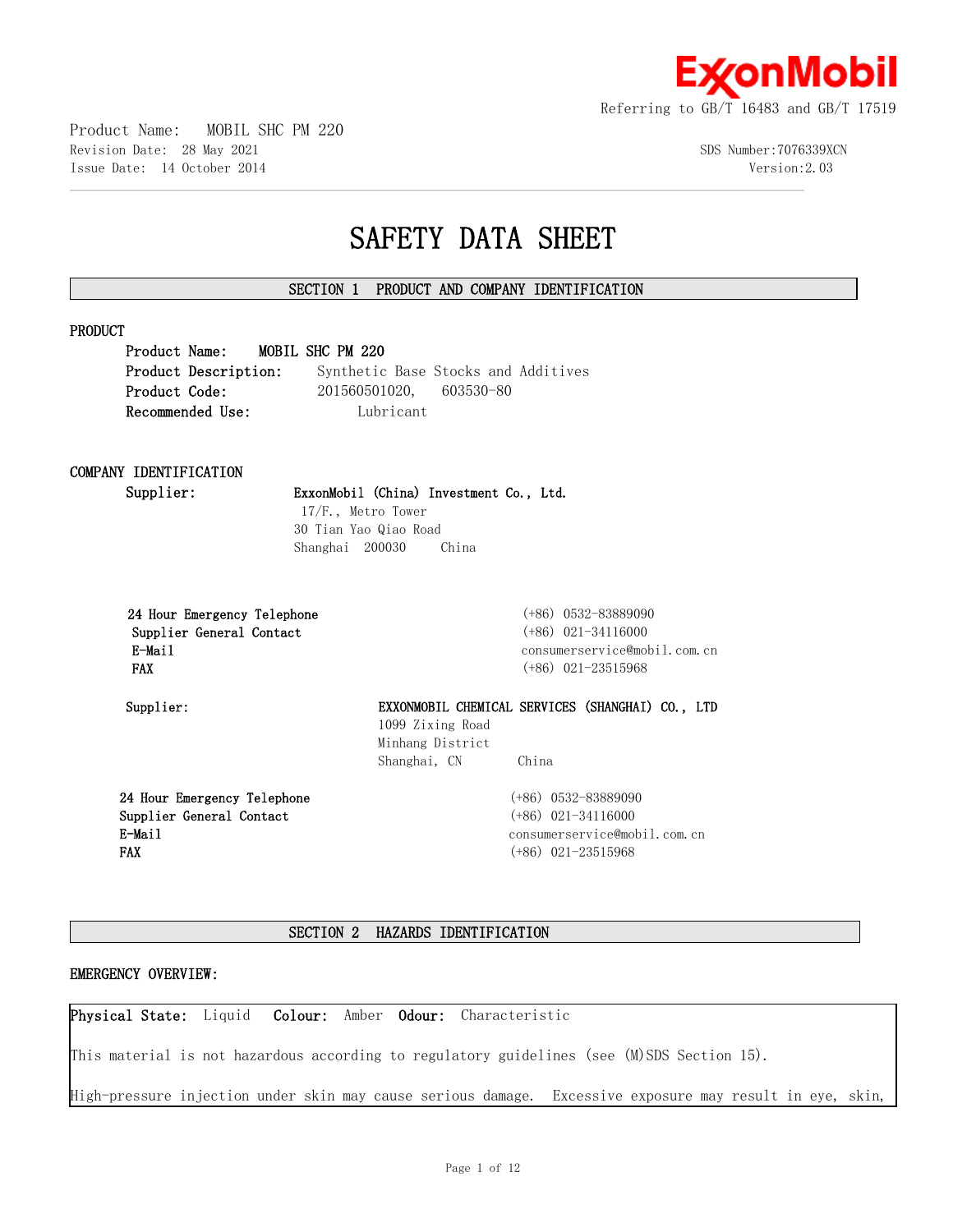Referring to GB/T 16483 and GB/T 17519

Product Name: MOBIL SHC PM 220
Revision Date: 28 May 2021
Issue Date: 14 October 2014

SDS Number:7076339XCN
Version:2.03

# SAFETY DATA SHEET

## SECTION 1 PRODUCT AND COMPANY IDENTIFICATION

### PRODUCT

**Product Name:** **MOBIL SHC PM 220**
**Product Description:** Synthetic Base Stocks and Additives
**Product Code:** 201560501020, 603530-80
**Recommended Use:** Lubricant

### COMPANY IDENTIFICATION

**Supplier:** **ExxonMobil (China) Investment Co., Ltd.**
17/F., Metro Tower
30 Tian Yao Qiao Road
Shanghai 200030 China

| | |
|---|---|
| **24 Hour Emergency Telephone** | (+86) 0532-83889090 |
| **Supplier General Contact** | (+86) 021-34116000 |
| **E-Mail** | consumerservice@mobil.com.cn |
| **FAX** | (+86) 021-23515968 |

**Supplier:** **EXXONMOBIL CHEMICAL SERVICES (SHANGHAI) CO., LTD**
1099 Zixing Road
Minhang District
Shanghai, CN China

| | |
|---|---|
| **24 Hour Emergency Telephone** | (+86) 0532-83889090 |
| **Supplier General Contact** | (+86) 021-34116000 |
| **E-Mail** | consumerservice@mobil.com.cn |
| **FAX** | (+86) 021-23515968 |

## SECTION 2 HAZARDS IDENTIFICATION

### EMERGENCY OVERVIEW:

**Physical State:** Liquid **Colour:** Amber **Odour:** Characteristic

This material is not hazardous according to regulatory guidelines (see (M)SDS Section 15).

High-pressure injection under skin may cause serious damage. Excessive exposure may result in eye, skin,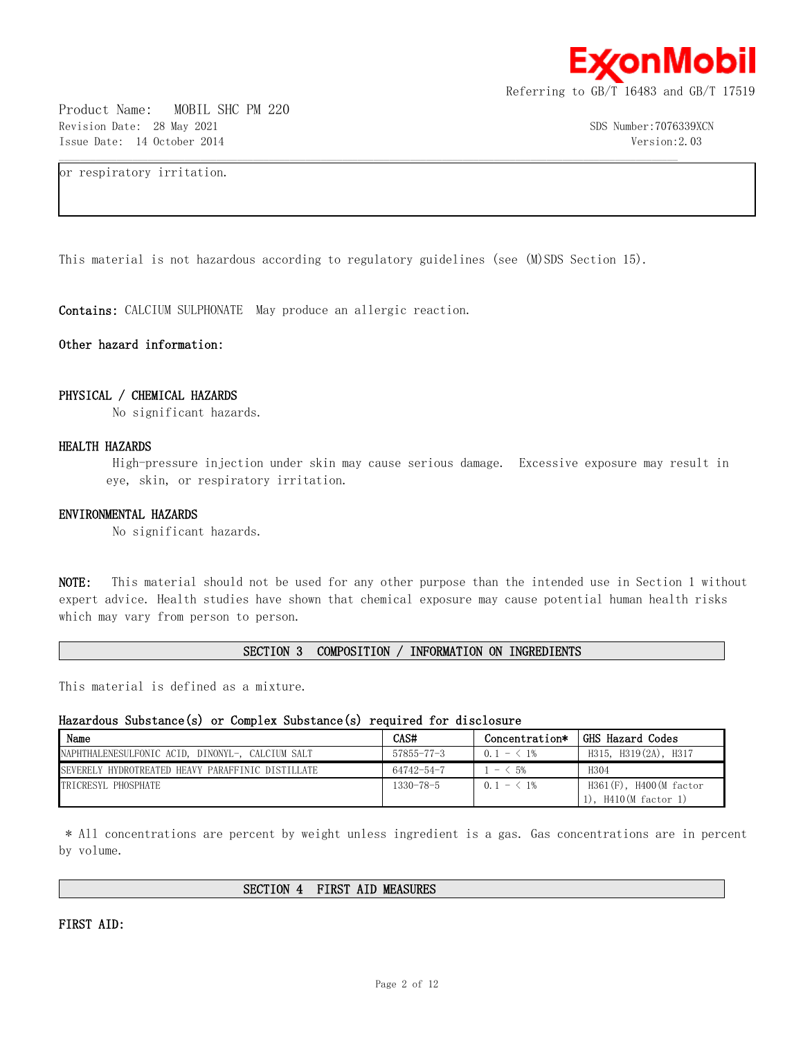or respiratory irritation.

This material is not hazardous according to regulatory guidelines (see (M)SDS Section 15).

**Contains:** CALCIUM SULPHONATE  May produce an allergic reaction.

**Other hazard information:**

### PHYSICAL / CHEMICAL HAZARDS

No significant hazards.

### HEALTH HAZARDS

High-pressure injection under skin may cause serious damage.  Excessive exposure may result in eye, skin, or respiratory irritation.

### ENVIRONMENTAL HAZARDS

No significant hazards.

**NOTE:** This material should not be used for any other purpose than the intended use in Section 1 without expert advice. Health studies have shown that chemical exposure may cause potential human health risks which may vary from person to person.

## SECTION 3  COMPOSITION / INFORMATION ON INGREDIENTS

This material is defined as a mixture.

**Hazardous Substance(s) or Complex Substance(s) required for disclosure**

| Name | CAS# | Concentration* | GHS Hazard Codes |
|---|---|---|---|
| NAPHTHALENESULFONIC ACID, DINONYL-, CALCIUM SALT | 57855-77-3 | 0.1 - < 1% | H315, H319(2A), H317 |
| SEVERELY HYDROTREATED HEAVY PARAFFINIC DISTILLATE | 64742-54-7 | 1 - < 5% | H304 |
| TRICRESYL PHOSPHATE | 1330-78-5 | 0.1 - < 1% | H361(F), H400(M factor 1), H410(M factor 1) |

\* All concentrations are percent by weight unless ingredient is a gas. Gas concentrations are in percent by volume.

## SECTION 4  FIRST AID MEASURES

**FIRST AID:**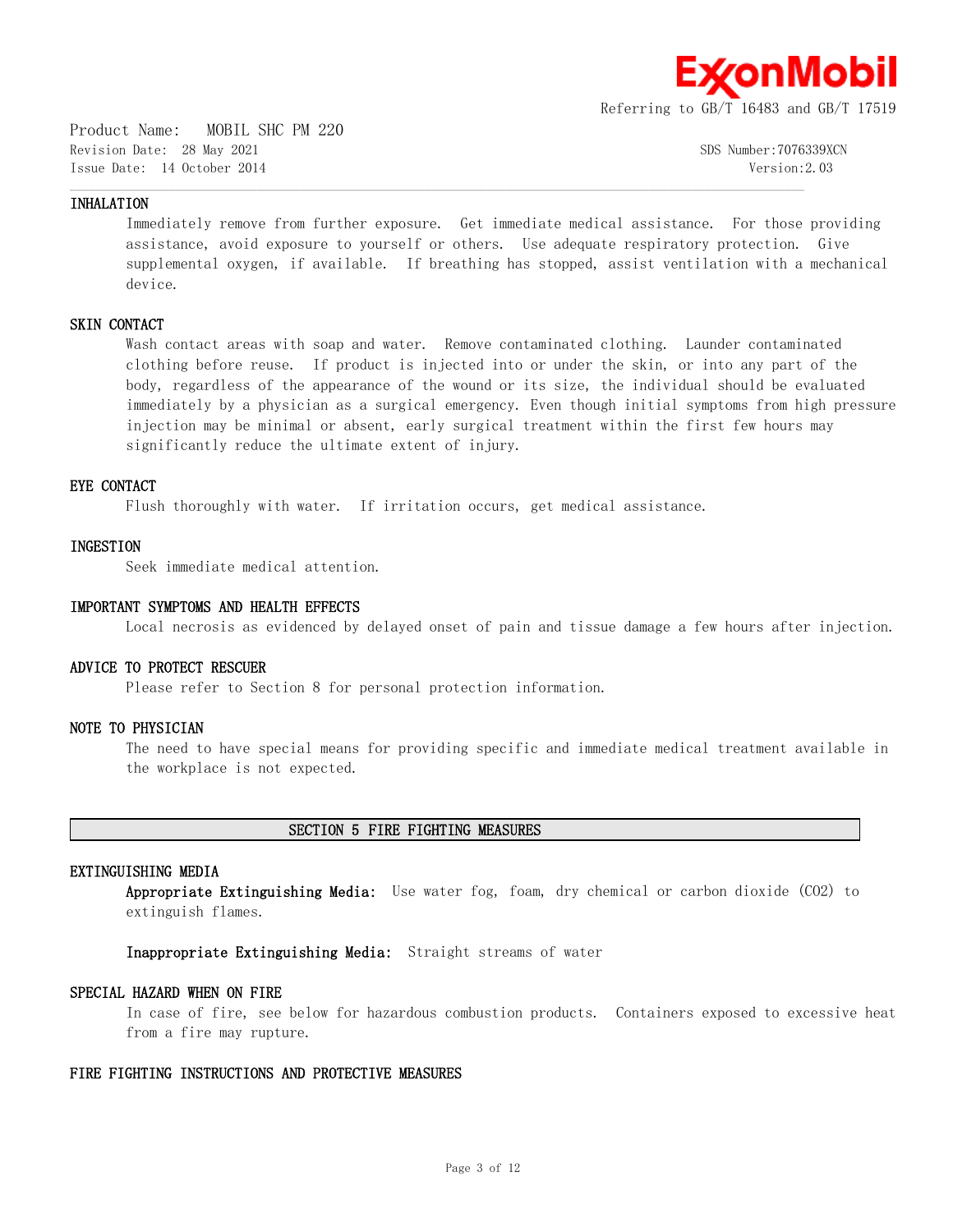### INHALATION

Immediately remove from further exposure. Get immediate medical assistance. For those providing assistance, avoid exposure to yourself or others. Use adequate respiratory protection. Give supplemental oxygen, if available. If breathing has stopped, assist ventilation with a mechanical device.

### SKIN CONTACT

Wash contact areas with soap and water. Remove contaminated clothing. Launder contaminated clothing before reuse. If product is injected into or under the skin, or into any part of the body, regardless of the appearance of the wound or its size, the individual should be evaluated immediately by a physician as a surgical emergency. Even though initial symptoms from high pressure injection may be minimal or absent, early surgical treatment within the first few hours may significantly reduce the ultimate extent of injury.

### EYE CONTACT

Flush thoroughly with water. If irritation occurs, get medical assistance.

### INGESTION

Seek immediate medical attention.

### IMPORTANT SYMPTOMS AND HEALTH EFFECTS

Local necrosis as evidenced by delayed onset of pain and tissue damage a few hours after injection.

### ADVICE TO PROTECT RESCUER

Please refer to Section 8 for personal protection information.

### NOTE TO PHYSICIAN

The need to have special means for providing specific and immediate medical treatment available in the workplace is not expected.

## SECTION 5 FIRE FIGHTING MEASURES

### EXTINGUISHING MEDIA

**Appropriate Extinguishing Media:** Use water fog, foam, dry chemical or carbon dioxide ($CO_2$) to extinguish flames.

**Inappropriate Extinguishing Media:** Straight streams of water

### SPECIAL HAZARD WHEN ON FIRE

In case of fire, see below for hazardous combustion products. Containers exposed to excessive heat from a fire may rupture.

### FIRE FIGHTING INSTRUCTIONS AND PROTECTIVE MEASURES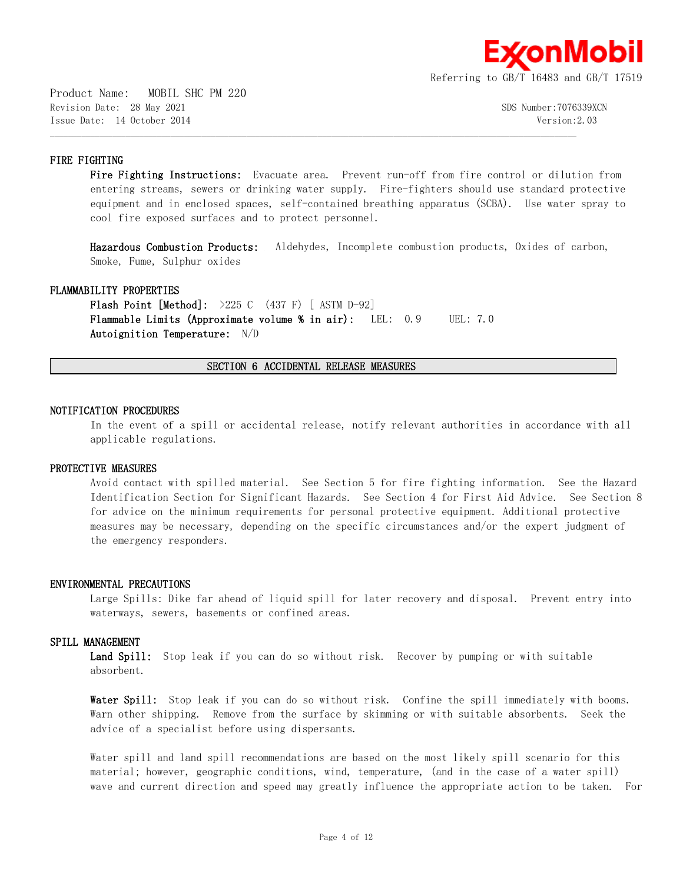### FIRE FIGHTING

**Fire Fighting Instructions:** Evacuate area. Prevent run-off from fire control or dilution from entering streams, sewers or drinking water supply. Fire-fighters should use standard protective equipment and in enclosed spaces, self-contained breathing apparatus (SCBA). Use water spray to cool fire exposed surfaces and to protect personnel.

**Hazardous Combustion Products:** Aldehydes, Incomplete combustion products, Oxides of carbon, Smoke, Fume, Sulphur oxides

### FLAMMABILITY PROPERTIES

**Flash Point [Method]:** >225 C (437 F) [ ASTM D-92]
**Flammable Limits (Approximate volume % in air):** LEL: 0.9 UEL: 7.0
**Autoignition Temperature:** N/D

## SECTION 6 ACCIDENTAL RELEASE MEASURES

### NOTIFICATION PROCEDURES

In the event of a spill or accidental release, notify relevant authorities in accordance with all applicable regulations.

### PROTECTIVE MEASURES

Avoid contact with spilled material. See Section 5 for fire fighting information. See the Hazard Identification Section for Significant Hazards. See Section 4 for First Aid Advice. See Section 8 for advice on the minimum requirements for personal protective equipment. Additional protective measures may be necessary, depending on the specific circumstances and/or the expert judgment of the emergency responders.

### ENVIRONMENTAL PRECAUTIONS

Large Spills: Dike far ahead of liquid spill for later recovery and disposal. Prevent entry into waterways, sewers, basements or confined areas.

### SPILL MANAGEMENT

**Land Spill:** Stop leak if you can do so without risk. Recover by pumping or with suitable absorbent.

**Water Spill:** Stop leak if you can do so without risk. Confine the spill immediately with booms. Warn other shipping. Remove from the surface by skimming or with suitable absorbents. Seek the advice of a specialist before using dispersants.

Water spill and land spill recommendations are based on the most likely spill scenario for this material; however, geographic conditions, wind, temperature, (and in the case of a water spill) wave and current direction and speed may greatly influence the appropriate action to be taken. For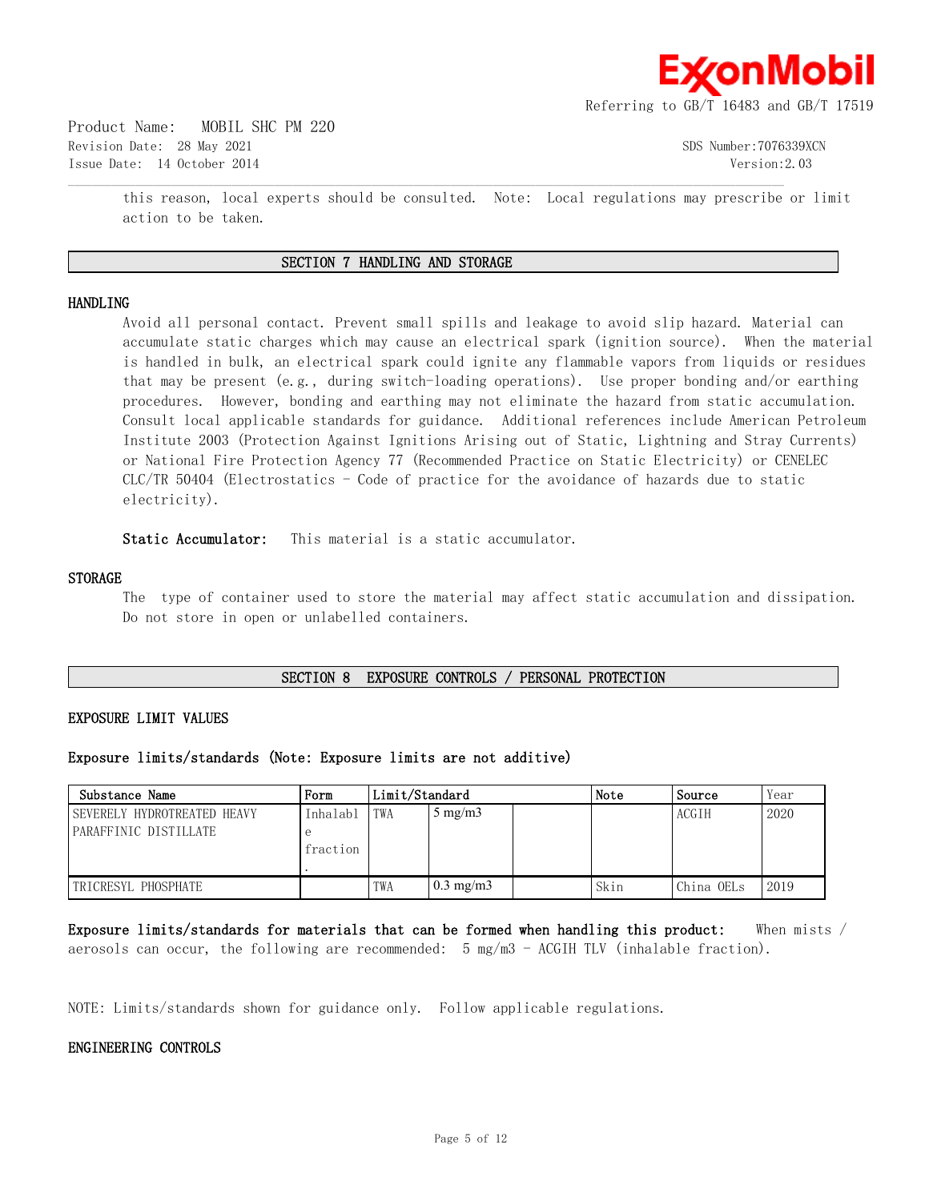this reason, local experts should be consulted. Note: Local regulations may prescribe or limit action to be taken.

## SECTION 7 HANDLING AND STORAGE

### HANDLING

Avoid all personal contact. Prevent small spills and leakage to avoid slip hazard. Material can accumulate static charges which may cause an electrical spark (ignition source). When the material is handled in bulk, an electrical spark could ignite any flammable vapors from liquids or residues that may be present (e.g., during switch-loading operations). Use proper bonding and/or earthing procedures. However, bonding and earthing may not eliminate the hazard from static accumulation. Consult local applicable standards for guidance. Additional references include American Petroleum Institute 2003 (Protection Against Ignitions Arising out of Static, Lightning and Stray Currents) or National Fire Protection Agency 77 (Recommended Practice on Static Electricity) or CENELEC CLC/TR 50404 (Electrostatics - Code of practice for the avoidance of hazards due to static electricity).

**Static Accumulator:** This material is a static accumulator.

### STORAGE

The type of container used to store the material may affect static accumulation and dissipation. Do not store in open or unlabelled containers.

## SECTION 8 EXPOSURE CONTROLS / PERSONAL PROTECTION

### EXPOSURE LIMIT VALUES

**Exposure limits/standards (Note: Exposure limits are not additive)**

| Substance Name | Form | Limit/Standard | | | Note | Source | Year |
|---|---|---|---|---|---|---|---|
| SEVERELY HYDROTREATED HEAVY PARAFFINIC DISTILLATE | Inhalable fraction. | TWA | 5 mg/m3 | | | ACGIH | 2020 |
| TRICRESYL PHOSPHATE | | TWA | 0.3 mg/m3 | | Skin | China OELs | 2019 |

**Exposure limits/standards for materials that can be formed when handling this product:** When mists / aerosols can occur, the following are recommended: 5 mg/m3 - ACGIH TLV (inhalable fraction).

NOTE: Limits/standards shown for guidance only. Follow applicable regulations.

### ENGINEERING CONTROLS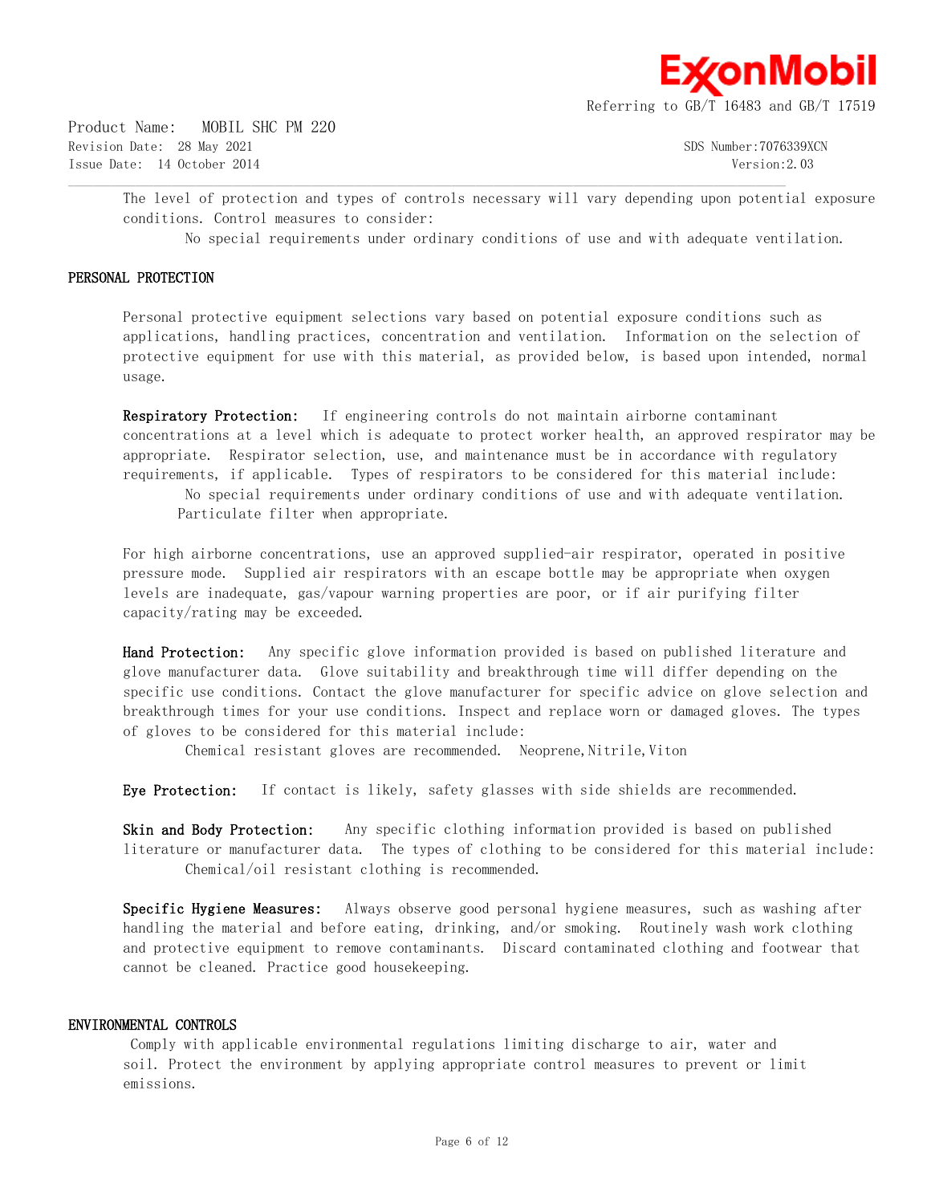The level of protection and types of controls necessary will vary depending upon potential exposure conditions. Control measures to consider:

No special requirements under ordinary conditions of use and with adequate ventilation.

## PERSONAL PROTECTION

Personal protective equipment selections vary based on potential exposure conditions such as applications, handling practices, concentration and ventilation. Information on the selection of protective equipment for use with this material, as provided below, is based upon intended, normal usage.

**Respiratory Protection:** If engineering controls do not maintain airborne contaminant concentrations at a level which is adequate to protect worker health, an approved respirator may be appropriate. Respirator selection, use, and maintenance must be in accordance with regulatory requirements, if applicable. Types of respirators to be considered for this material include:

No special requirements under ordinary conditions of use and with adequate ventilation.
Particulate filter when appropriate.

For high airborne concentrations, use an approved supplied-air respirator, operated in positive pressure mode. Supplied air respirators with an escape bottle may be appropriate when oxygen levels are inadequate, gas/vapour warning properties are poor, or if air purifying filter capacity/rating may be exceeded.

**Hand Protection:** Any specific glove information provided is based on published literature and glove manufacturer data. Glove suitability and breakthrough time will differ depending on the specific use conditions. Contact the glove manufacturer for specific advice on glove selection and breakthrough times for your use conditions. Inspect and replace worn or damaged gloves. The types of gloves to be considered for this material include:

Chemical resistant gloves are recommended. Neoprene,Nitrile,Viton

**Eye Protection:** If contact is likely, safety glasses with side shields are recommended.

**Skin and Body Protection:** Any specific clothing information provided is based on published literature or manufacturer data. The types of clothing to be considered for this material include:

Chemical/oil resistant clothing is recommended.

**Specific Hygiene Measures:** Always observe good personal hygiene measures, such as washing after handling the material and before eating, drinking, and/or smoking. Routinely wash work clothing and protective equipment to remove contaminants. Discard contaminated clothing and footwear that cannot be cleaned. Practice good housekeeping.

## ENVIRONMENTAL CONTROLS

Comply with applicable environmental regulations limiting discharge to air, water and soil. Protect the environment by applying appropriate control measures to prevent or limit emissions.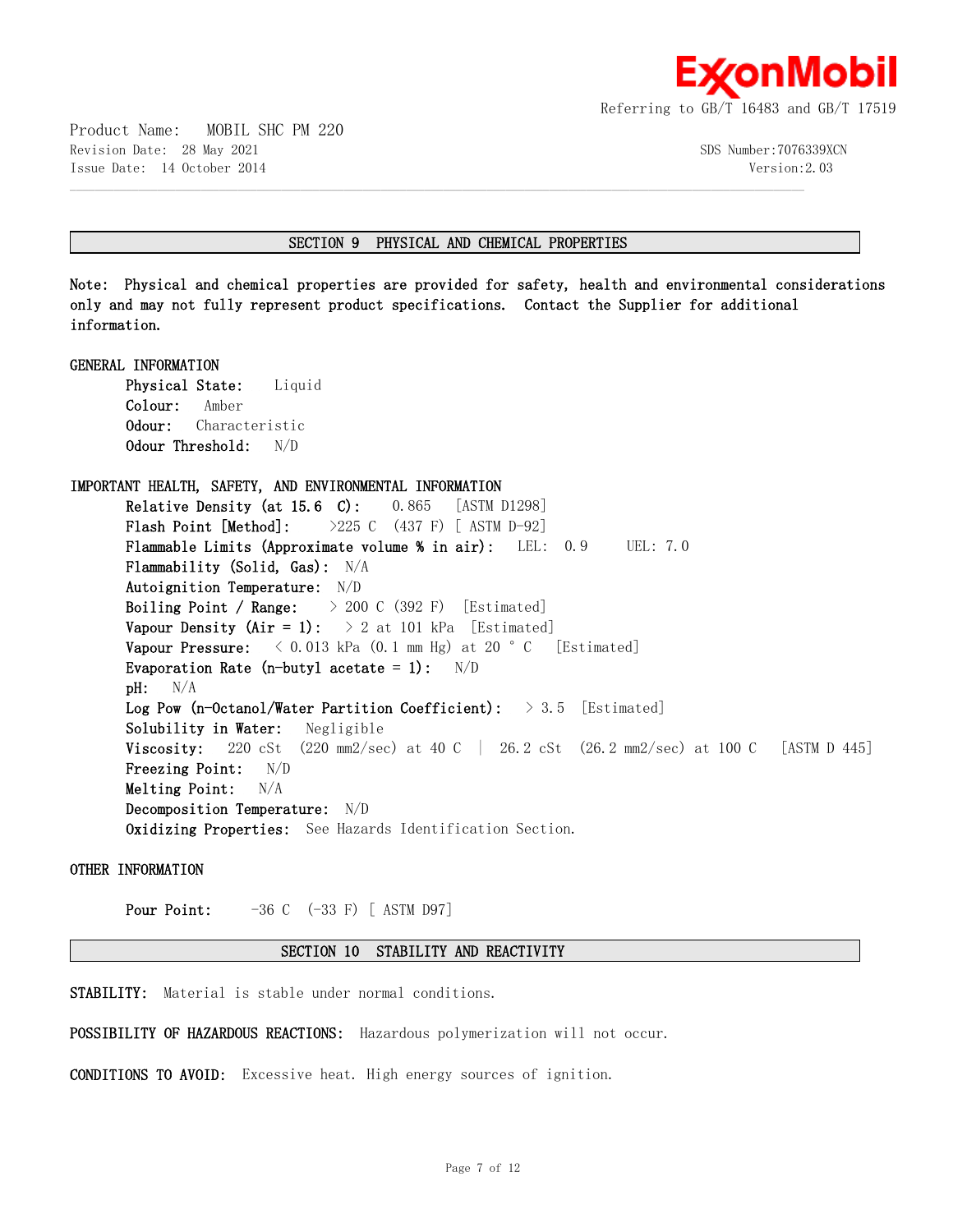## SECTION 9 PHYSICAL AND CHEMICAL PROPERTIES

**Note: Physical and chemical properties are provided for safety, health and environmental considerations only and may not fully represent product specifications. Contact the Supplier for additional information.**

### GENERAL INFORMATION

**Physical State:** Liquid
**Colour:** Amber
**Odour:** Characteristic
**Odour Threshold:** N/D

### IMPORTANT HEALTH, SAFETY, AND ENVIRONMENTAL INFORMATION

**Relative Density (at 15.6 C):** 0.865 [ASTM D1298]
**Flash Point [Method]:** >225 C (437 F) [ ASTM D-92]
**Flammable Limits (Approximate volume % in air):** LEL: 0.9 UEL: 7.0
**Flammability (Solid, Gas):** N/A
**Autoignition Temperature:** N/D
**Boiling Point / Range:** > 200 C (392 F) [Estimated]
**Vapour Density (Air = 1):** > 2 at 101 kPa [Estimated]
**Vapour Pressure:** < 0.013 kPa (0.1 mm Hg) at 20 ° C [Estimated]
**Evaporation Rate (n-butyl acetate = 1):** N/D
**pH:** N/A
**Log Pow (n-Octanol/Water Partition Coefficient):** > 3.5 [Estimated]
**Solubility in Water:** Negligible
**Viscosity:** 220 cSt (220 mm2/sec) at 40 C | 26.2 cSt (26.2 mm2/sec) at 100 C [ASTM D 445]
**Freezing Point:** N/D
**Melting Point:** N/A
**Decomposition Temperature:** N/D
**Oxidizing Properties:** See Hazards Identification Section.

### OTHER INFORMATION

**Pour Point:** -36 C (-33 F) [ ASTM D97]

## SECTION 10 STABILITY AND REACTIVITY

**STABILITY:** Material is stable under normal conditions.

**POSSIBILITY OF HAZARDOUS REACTIONS:** Hazardous polymerization will not occur.

**CONDITIONS TO AVOID:** Excessive heat. High energy sources of ignition.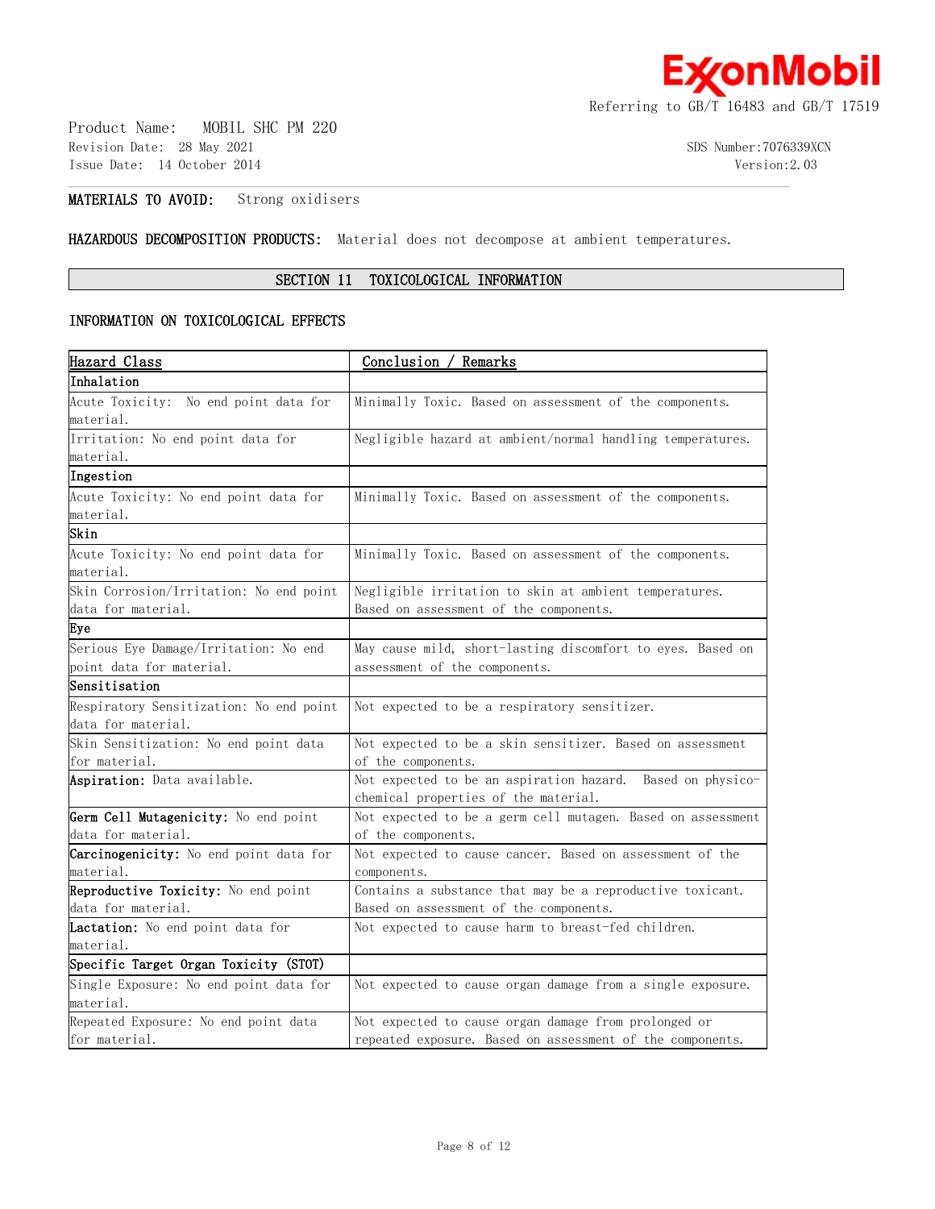**MATERIALS TO AVOID:** Strong oxidisers

**HAZARDOUS DECOMPOSITION PRODUCTS:** Material does not decompose at ambient temperatures.

## SECTION 11 TOXICOLOGICAL INFORMATION

### INFORMATION ON TOXICOLOGICAL EFFECTS

| Hazard Class | Conclusion / Remarks |
|---|---|
| **Inhalation** | |
| Acute Toxicity: No end point data for material. | Minimally Toxic. Based on assessment of the components. |
| Irritation: No end point data for material. | Negligible hazard at ambient/normal handling temperatures. |
| **Ingestion** | |
| Acute Toxicity: No end point data for material. | Minimally Toxic. Based on assessment of the components. |
| **Skin** | |
| Acute Toxicity: No end point data for material. | Minimally Toxic. Based on assessment of the components. |
| Skin Corrosion/Irritation: No end point data for material. | Negligible irritation to skin at ambient temperatures. Based on assessment of the components. |
| **Eye** | |
| Serious Eye Damage/Irritation: No end point data for material. | May cause mild, short-lasting discomfort to eyes. Based on assessment of the components. |
| **Sensitisation** | |
| Respiratory Sensitization: No end point data for material. | Not expected to be a respiratory sensitizer. |
| Skin Sensitization: No end point data for material. | Not expected to be a skin sensitizer. Based on assessment of the components. |
| **Aspiration:** Data available. | Not expected to be an aspiration hazard. Based on physico-chemical properties of the material. |
| **Germ Cell Mutagenicity:** No end point data for material. | Not expected to be a germ cell mutagen. Based on assessment of the components. |
| **Carcinogenicity:** No end point data for material. | Not expected to cause cancer. Based on assessment of the components. |
| **Reproductive Toxicity:** No end point data for material. | Contains a substance that may be a reproductive toxicant. Based on assessment of the components. |
| **Lactation:** No end point data for material. | Not expected to cause harm to breast-fed children. |
| **Specific Target Organ Toxicity (STOT)** | |
| Single Exposure: No end point data for material. | Not expected to cause organ damage from a single exposure. |
| Repeated Exposure: No end point data for material. | Not expected to cause organ damage from prolonged or repeated exposure. Based on assessment of the components. |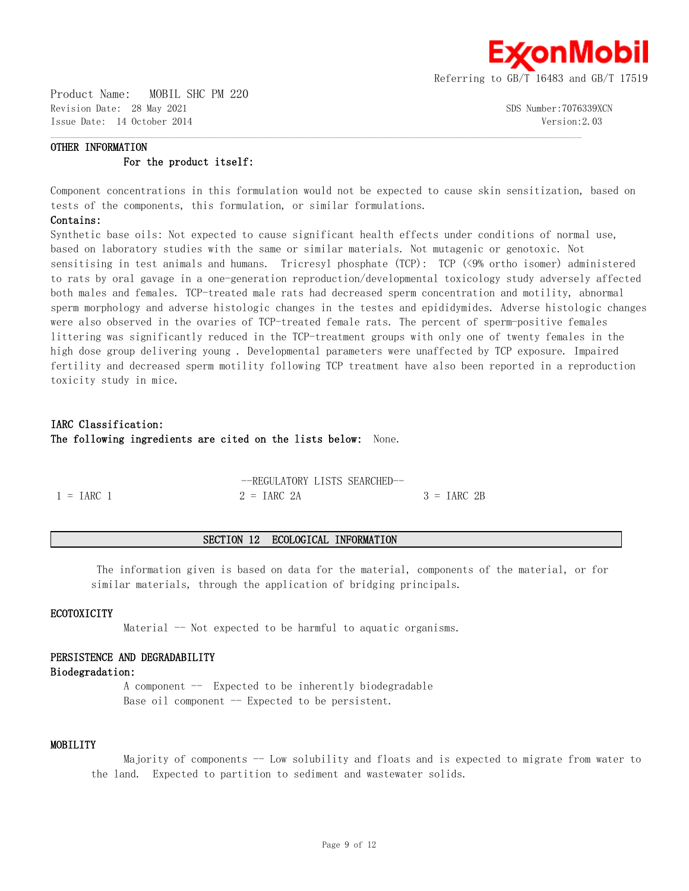### OTHER INFORMATION

**For the product itself:**

Component concentrations in this formulation would not be expected to cause skin sensitization, based on tests of the components, this formulation, or similar formulations.

**Contains:**

Synthetic base oils: Not expected to cause significant health effects under conditions of normal use, based on laboratory studies with the same or similar materials. Not mutagenic or genotoxic. Not sensitising in test animals and humans. Tricresyl phosphate (TCP): TCP (<9% ortho isomer) administered to rats by oral gavage in a one-generation reproduction/developmental toxicology study adversely affected both males and females. TCP-treated male rats had decreased sperm concentration and motility, abnormal sperm morphology and adverse histologic changes in the testes and epididymides. Adverse histologic changes were also observed in the ovaries of TCP-treated female rats. The percent of sperm-positive females littering was significantly reduced in the TCP-treatment groups with only one of twenty females in the high dose group delivering young . Developmental parameters were unaffected by TCP exposure. Impaired fertility and decreased sperm motility following TCP treatment have also been reported in a reproduction toxicity study in mice.

**IARC Classification:**

**The following ingredients are cited on the lists below:** None.

--REGULATORY LISTS SEARCHED--

| 1 = IARC 1 | 2 = IARC 2A | 3 = IARC 2B |
|---|---|---|

## SECTION 12 ECOLOGICAL INFORMATION

The information given is based on data for the material, components of the material, or for similar materials, through the application of bridging principals.

### ECOTOXICITY

Material -- Not expected to be harmful to aquatic organisms.

### PERSISTENCE AND DEGRADABILITY

**Biodegradation:**

A component -- Expected to be inherently biodegradable
Base oil component -- Expected to be persistent.

### MOBILITY

Majority of components -- Low solubility and floats and is expected to migrate from water to the land. Expected to partition to sediment and wastewater solids.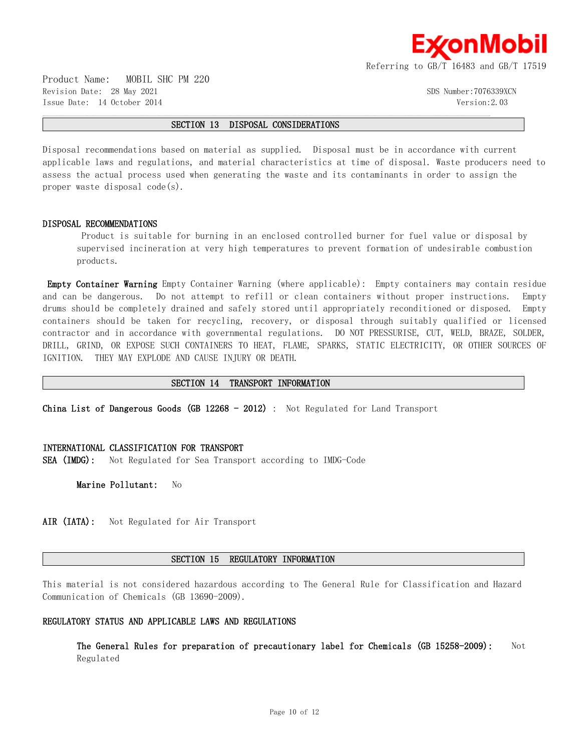## SECTION 13 DISPOSAL CONSIDERATIONS

Disposal recommendations based on material as supplied. Disposal must be in accordance with current applicable laws and regulations, and material characteristics at time of disposal. Waste producers need to assess the actual process used when generating the waste and its contaminants in order to assign the proper waste disposal code(s).

### DISPOSAL RECOMMENDATIONS

Product is suitable for burning in an enclosed controlled burner for fuel value or disposal by supervised incineration at very high temperatures to prevent formation of undesirable combustion products.

**Empty Container Warning** Empty Container Warning (where applicable): Empty containers may contain residue and can be dangerous. Do not attempt to refill or clean containers without proper instructions. Empty drums should be completely drained and safely stored until appropriately reconditioned or disposed. Empty containers should be taken for recycling, recovery, or disposal through suitably qualified or licensed contractor and in accordance with governmental regulations. DO NOT PRESSURISE, CUT, WELD, BRAZE, SOLDER, DRILL, GRIND, OR EXPOSE SUCH CONTAINERS TO HEAT, FLAME, SPARKS, STATIC ELECTRICITY, OR OTHER SOURCES OF IGNITION. THEY MAY EXPLODE AND CAUSE INJURY OR DEATH.

## SECTION 14 TRANSPORT INFORMATION

**China List of Dangerous Goods (GB 12268 - 2012)** : Not Regulated for Land Transport

### INTERNATIONAL CLASSIFICATION FOR TRANSPORT

**SEA (IMDG):** Not Regulated for Sea Transport according to IMDG-Code

**Marine Pollutant:** No

**AIR (IATA):** Not Regulated for Air Transport

## SECTION 15 REGULATORY INFORMATION

This material is not considered hazardous according to The General Rule for Classification and Hazard Communication of Chemicals (GB 13690-2009).

### REGULATORY STATUS AND APPLICABLE LAWS AND REGULATIONS

**The General Rules for preparation of precautionary label for Chemicals (GB 15258-2009):** Not Regulated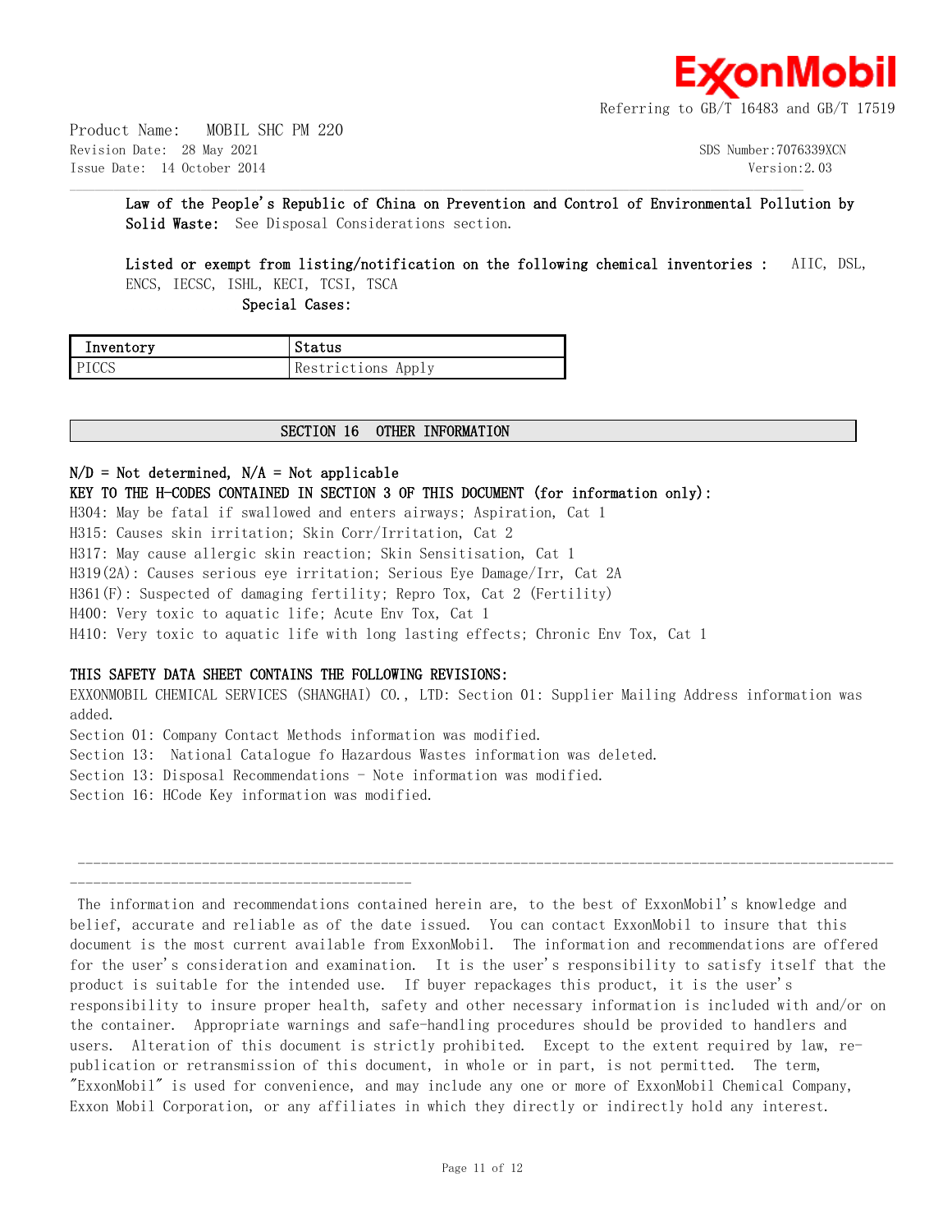**Law of the People's Republic of China on Prevention and Control of Environmental Pollution by Solid Waste:** See Disposal Considerations section.

**Listed or exempt from listing/notification on the following chemical inventories :** AIIC, DSL, ENCS, IECSC, ISHL, KECI, TCSI, TSCA

**Special Cases:**

| Inventory | Status |
|---|---|
| PICCS | Restrictions Apply |

## SECTION 16 OTHER INFORMATION

**N/D = Not determined, N/A = Not applicable**

**KEY TO THE H-CODES CONTAINED IN SECTION 3 OF THIS DOCUMENT (for information only):**

H304: May be fatal if swallowed and enters airways; Aspiration, Cat 1
H315: Causes skin irritation; Skin Corr/Irritation, Cat 2
H317: May cause allergic skin reaction; Skin Sensitisation, Cat 1
H319(2A): Causes serious eye irritation; Serious Eye Damage/Irr, Cat 2A
H361(F): Suspected of damaging fertility; Repro Tox, Cat 2 (Fertility)
H400: Very toxic to aquatic life; Acute Env Tox, Cat 1
H410: Very toxic to aquatic life with long lasting effects; Chronic Env Tox, Cat 1

**THIS SAFETY DATA SHEET CONTAINS THE FOLLOWING REVISIONS:**

EXXONMOBIL CHEMICAL SERVICES (SHANGHAI) CO., LTD: Section 01: Supplier Mailing Address information was added.
Section 01: Company Contact Methods information was modified.
Section 13: National Catalogue fo Hazardous Wastes information was deleted.
Section 13: Disposal Recommendations - Note information was modified.
Section 16: HCode Key information was modified.

---

The information and recommendations contained herein are, to the best of ExxonMobil's knowledge and belief, accurate and reliable as of the date issued. You can contact ExxonMobil to insure that this document is the most current available from ExxonMobil. The information and recommendations are offered for the user's consideration and examination. It is the user's responsibility to satisfy itself that the product is suitable for the intended use. If buyer repackages this product, it is the user's responsibility to insure proper health, safety and other necessary information is included with and/or on the container. Appropriate warnings and safe-handling procedures should be provided to handlers and users. Alteration of this document is strictly prohibited. Except to the extent required by law, re-publication or retransmission of this document, in whole or in part, is not permitted. The term, "ExxonMobil" is used for convenience, and may include any one or more of ExxonMobil Chemical Company, Exxon Mobil Corporation, or any affiliates in which they directly or indirectly hold any interest.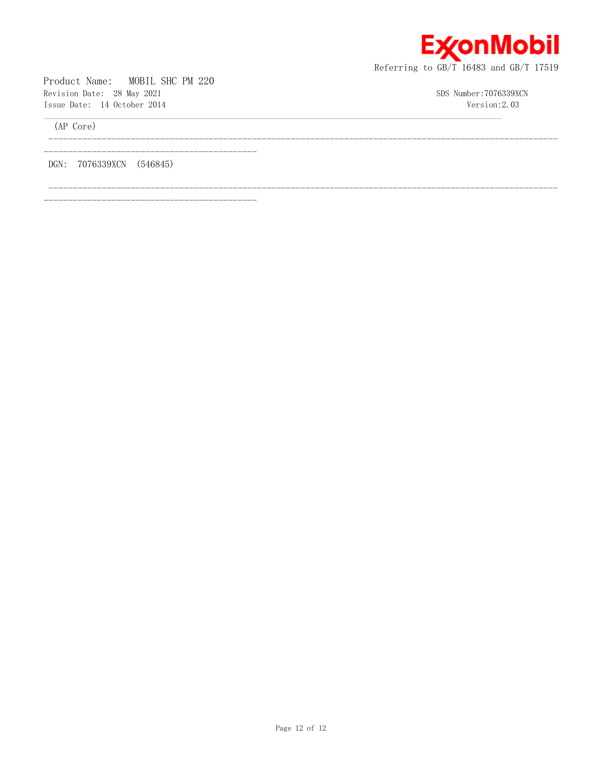(AP Core)

---

DGN: 7076339XCN (546845)

---